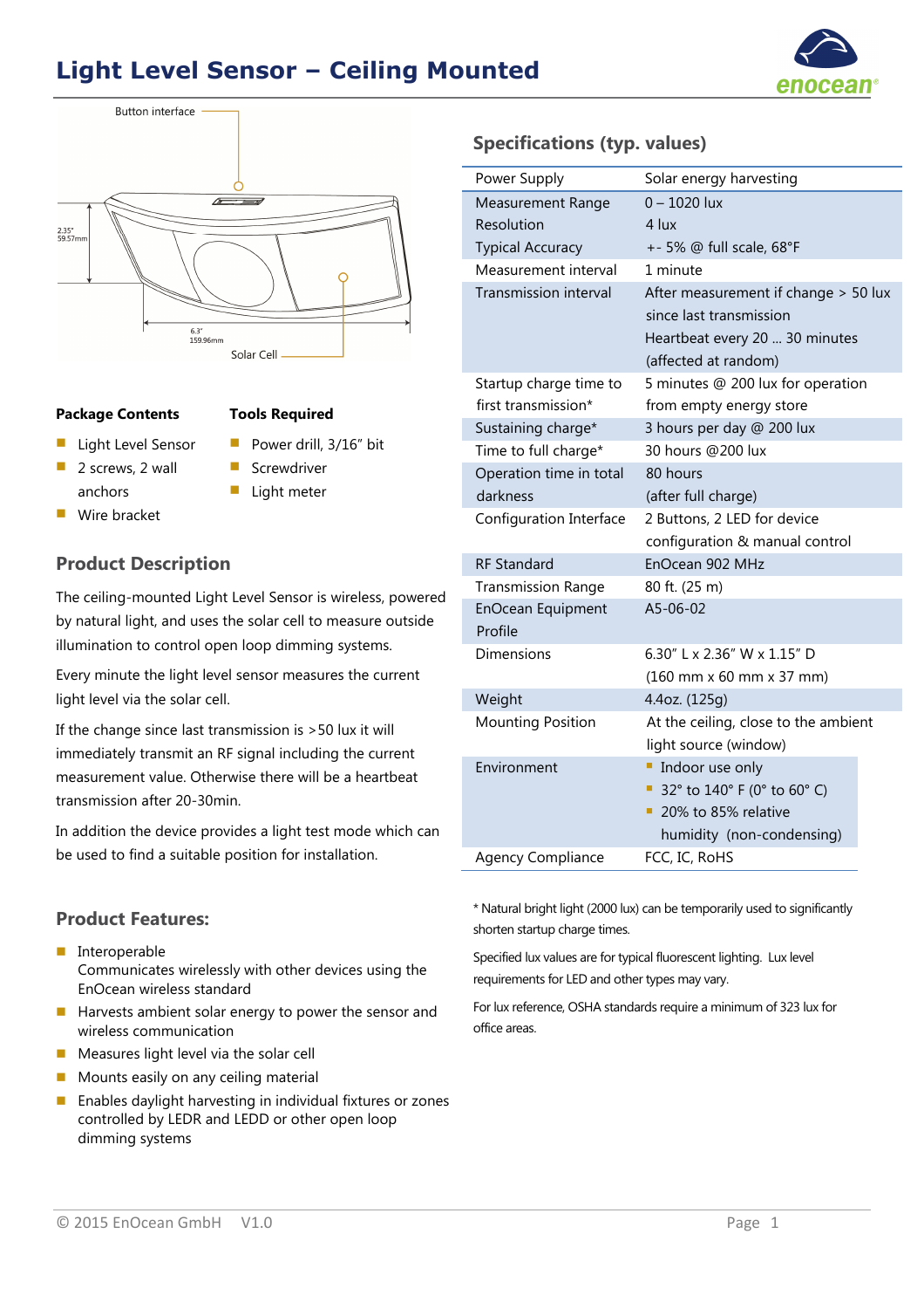# Light Level Sensor – Ceiling Mounted

Button interface

2.35"
59.57mm

6.3"
159.96mm

Solar Cell

**Package Contents**

- Light Level Sensor
- 2 screws, 2 wall anchors
- Wire bracket

**Tools Required**

- Power drill, 3/16" bit
- Screwdriver
- Light meter

## Product Description

The ceiling-mounted Light Level Sensor is wireless, powered by natural light, and uses the solar cell to measure outside illumination to control open loop dimming systems.

Every minute the light level sensor measures the current light level via the solar cell.

If the change since last transmission is >50 lux it will immediately transmit an RF signal including the current measurement value. Otherwise there will be a heartbeat transmission after 20-30min.

In addition the device provides a light test mode which can be used to find a suitable position for installation.

## Product Features:

- Interoperable
  Communicates wirelessly with other devices using the EnOcean wireless standard
- Harvests ambient solar energy to power the sensor and wireless communication
- Measures light level via the solar cell
- Mounts easily on any ceiling material
- Enables daylight harvesting in individual fixtures or zones controlled by LEDR and LEDD or other open loop dimming systems

## Specifications (typ. values)

| | |
|---|---|
| Power Supply | Solar energy harvesting |
| Measurement Range | 0 – 1020 lux |
| Resolution | 4 lux |
| Typical Accuracy | +- 5% @ full scale, 68°F |
| Measurement interval | 1 minute |
| Transmission interval | After measurement if change > 50 lux since last transmission<br>Heartbeat every 20 ... 30 minutes (affected at random) |
| Startup charge time to first transmission* | 5 minutes @ 200 lux for operation from empty energy store |
| Sustaining charge* | 3 hours per day @ 200 lux |
| Time to full charge* | 30 hours @200 lux |
| Operation time in total darkness | 80 hours (after full charge) |
| Configuration Interface | 2 Buttons, 2 LED for device configuration & manual control |
| RF Standard | EnOcean 902 MHz |
| Transmission Range | 80 ft. (25 m) |
| EnOcean Equipment Profile | A5-06-02 |
| Dimensions | 6.30" L x 2.36" W x 1.15" D (160 mm x 60 mm x 37 mm) |
| Weight | 4.4oz. (125g) |
| Mounting Position | At the ceiling, close to the ambient light source (window) |
| Environment | - Indoor use only<br>- 32° to 140° F (0° to 60° C)<br>- 20% to 85% relative humidity (non-condensing) |
| Agency Compliance | FCC, IC, RoHS |

* Natural bright light (2000 lux) can be temporarily used to significantly shorten startup charge times.

Specified lux values are for typical fluorescent lighting. Lux level requirements for LED and other types may vary.

For lux reference, OSHA standards require a minimum of 323 lux for office areas.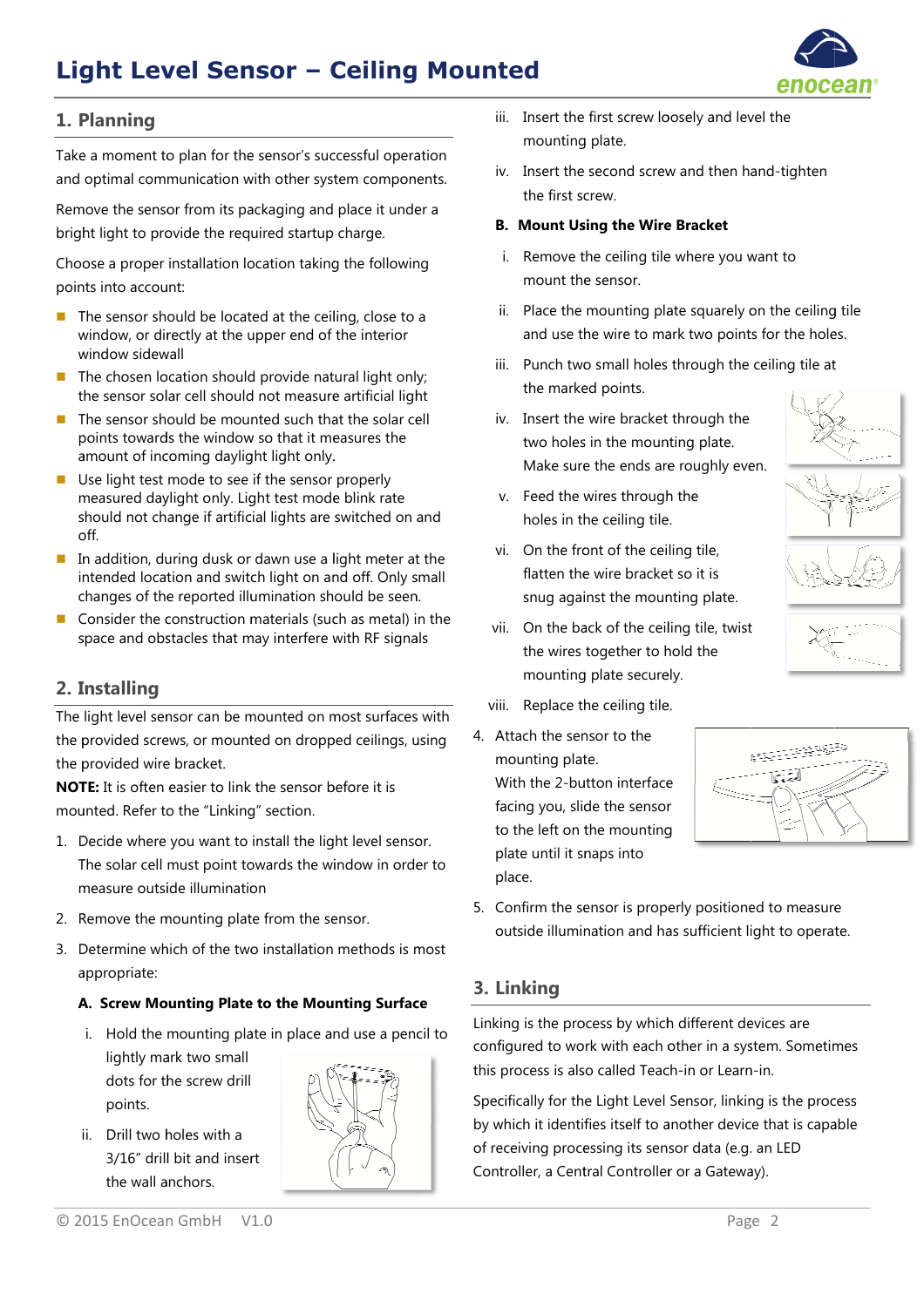# Light Level Sensor – Ceiling Mounted

## 1. Planning

Take a moment to plan for the sensor's successful operation and optimal communication with other system components.

Remove the sensor from its packaging and place it under a bright light to provide the required startup charge.

Choose a proper installation location taking the following points into account:

- The sensor should be located at the ceiling, close to a window, or directly at the upper end of the interior window sidewall
- The chosen location should provide natural light only; the sensor solar cell should not measure artificial light
- The sensor should be mounted such that the solar cell points towards the window so that it measures the amount of incoming daylight light only.
- Use light test mode to see if the sensor properly measured daylight only. Light test mode blink rate should not change if artificial lights are switched on and off.
- In addition, during dusk or dawn use a light meter at the intended location and switch light on and off. Only small changes of the reported illumination should be seen.
- Consider the construction materials (such as metal) in the space and obstacles that may interfere with RF signals

## 2. Installing

The light level sensor can be mounted on most surfaces with the provided screws, or mounted on dropped ceilings, using the provided wire bracket.

**NOTE:** It is often easier to link the sensor before it is mounted. Refer to the "Linking" section.

1. Decide where you want to install the light level sensor. The solar cell must point towards the window in order to measure outside illumination
2. Remove the mounting plate from the sensor.
3. Determine which of the two installation methods is most appropriate:

   **A. Screw Mounting Plate to the Mounting Surface**

   i. Hold the mounting plate in place and use a pencil to lightly mark two small dots for the screw drill points.

   ii. Drill two holes with a 3/16" drill bit and insert the wall anchors.

   iii. Insert the first screw loosely and level the mounting plate.

   iv. Insert the second screw and then hand-tighten the first screw.

   **B. Mount Using the Wire Bracket**

   i. Remove the ceiling tile where you want to mount the sensor.

   ii. Place the mounting plate squarely on the ceiling tile and use the wire to mark two points for the holes.

   iii. Punch two small holes through the ceiling tile at the marked points.

   iv. Insert the wire bracket through the two holes in the mounting plate. Make sure the ends are roughly even.

   v. Feed the wires through the holes in the ceiling tile.

   vi. On the front of the ceiling tile, flatten the wire bracket so it is snug against the mounting plate.

   vii. On the back of the ceiling tile, twist the wires together to hold the mounting plate securely.

   viii. Replace the ceiling tile.

4. Attach the sensor to the mounting plate. With the 2-button interface facing you, slide the sensor to the left on the mounting plate until it snaps into place.
5. Confirm the sensor is properly positioned to measure outside illumination and has sufficient light to operate.

## 3. Linking

Linking is the process by which different devices are configured to work with each other in a system. Sometimes this process is also called Teach-in or Learn-in.

Specifically for the Light Level Sensor, linking is the process by which it identifies itself to another device that is capable of receiving processing its sensor data (e.g. an LED Controller, a Central Controller or a Gateway).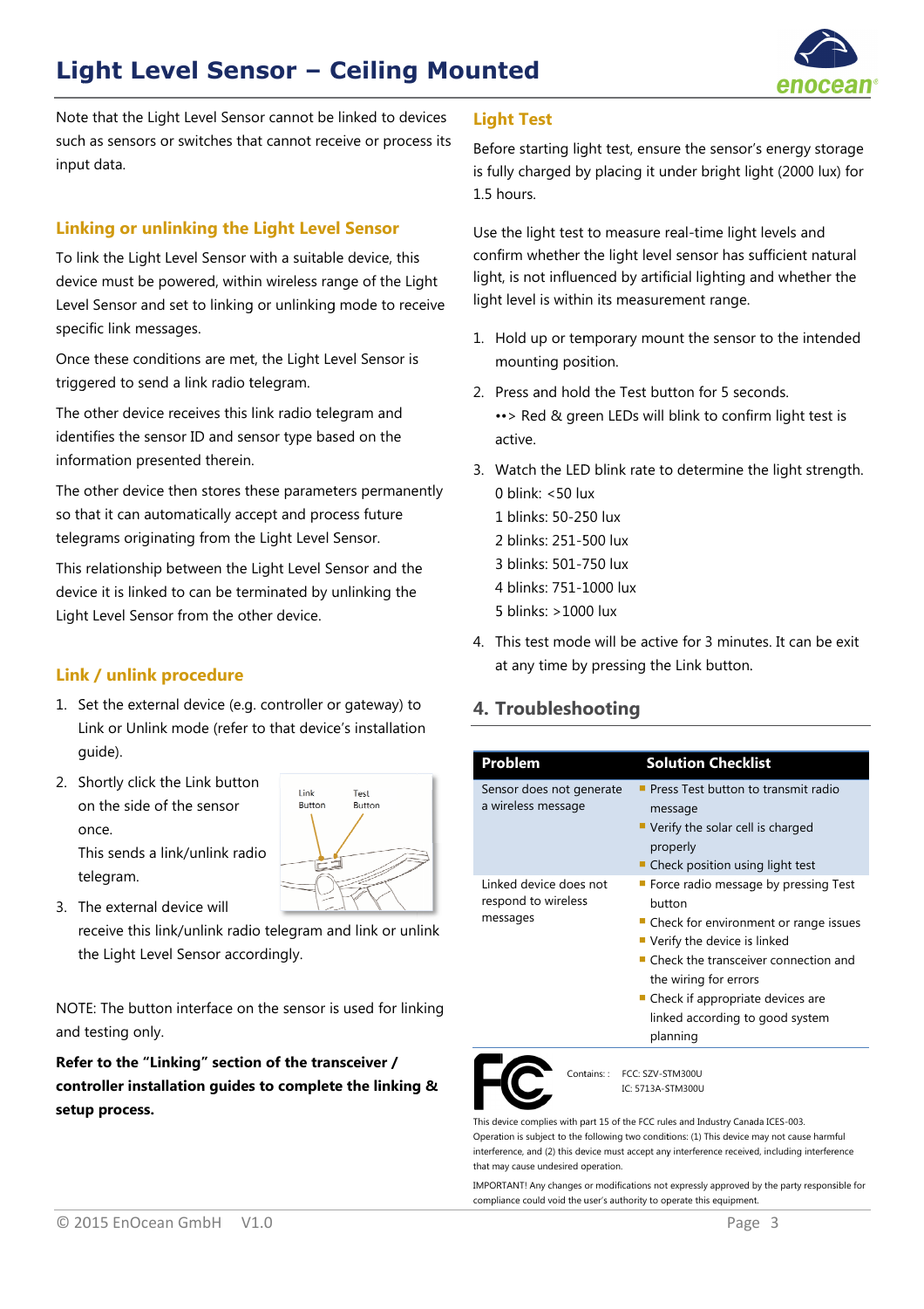Note that the Light Level Sensor cannot be linked to devices such as sensors or switches that cannot receive or process its input data.

## Linking or unlinking the Light Level Sensor

To link the Light Level Sensor with a suitable device, this device must be powered, within wireless range of the Light Level Sensor and set to linking or unlinking mode to receive specific link messages.

Once these conditions are met, the Light Level Sensor is triggered to send a link radio telegram.

The other device receives this link radio telegram and identifies the sensor ID and sensor type based on the information presented therein.

The other device then stores these parameters permanently so that it can automatically accept and process future telegrams originating from the Light Level Sensor.

This relationship between the Light Level Sensor and the device it is linked to can be terminated by unlinking the Light Level Sensor from the other device.

## Link / unlink procedure

1. Set the external device (e.g. controller or gateway) to Link or Unlink mode (refer to that device's installation guide).
2. Shortly click the Link button on the side of the sensor once.
   This sends a link/unlink radio telegram.
3. The external device will receive this link/unlink radio telegram and link or unlink the Light Level Sensor accordingly.

Link Button
Test Button

NOTE: The button interface on the sensor is used for linking and testing only.

**Refer to the "Linking" section of the transceiver / controller installation guides to complete the linking & setup process.**

## Light Test

Before starting light test, ensure the sensor's energy storage is fully charged by placing it under bright light (2000 lux) for 1.5 hours.

Use the light test to measure real-time light levels and confirm whether the light level sensor has sufficient natural light, is not influenced by artificial lighting and whether the light level is within its measurement range.

1. Hold up or temporary mount the sensor to the intended mounting position.
2. Press and hold the Test button for 5 seconds.
   ••> Red & green LEDs will blink to confirm light test is active.
3. Watch the LED blink rate to determine the light strength.
   0 blink: <50 lux
   1 blinks: 50-250 lux
   2 blinks: 251-500 lux
   3 blinks: 501-750 lux
   4 blinks: 751-1000 lux
   5 blinks: >1000 lux
4. This test mode will be active for 3 minutes. It can be exit at any time by pressing the Link button.

# 4. Troubleshooting

| Problem | Solution Checklist |
| --- | --- |
| Sensor does not generate a wireless message | ▪ Press Test button to transmit radio message<br>▪ Verify the solar cell is charged properly<br>▪ Check position using light test |
| Linked device does not respond to wireless messages | ▪ Force radio message by pressing Test button<br>▪ Check for environment or range issues<br>▪ Verify the device is linked<br>▪ Check the transceiver connection and the wiring for errors<br>▪ Check if appropriate devices are linked according to good system planning |

FC

Contains: : FCC: SZV-STM300U
IC: 5713A-STM300U

This device complies with part 15 of the FCC rules and Industry Canada ICES-003. Operation is subject to the following two conditions: (1) This device may not cause harmful interference, and (2) this device must accept any interference received, including interference that may cause undesired operation.

IMPORTANT! Any changes or modifications not expressly approved by the party responsible for compliance could void the user's authority to operate this equipment.